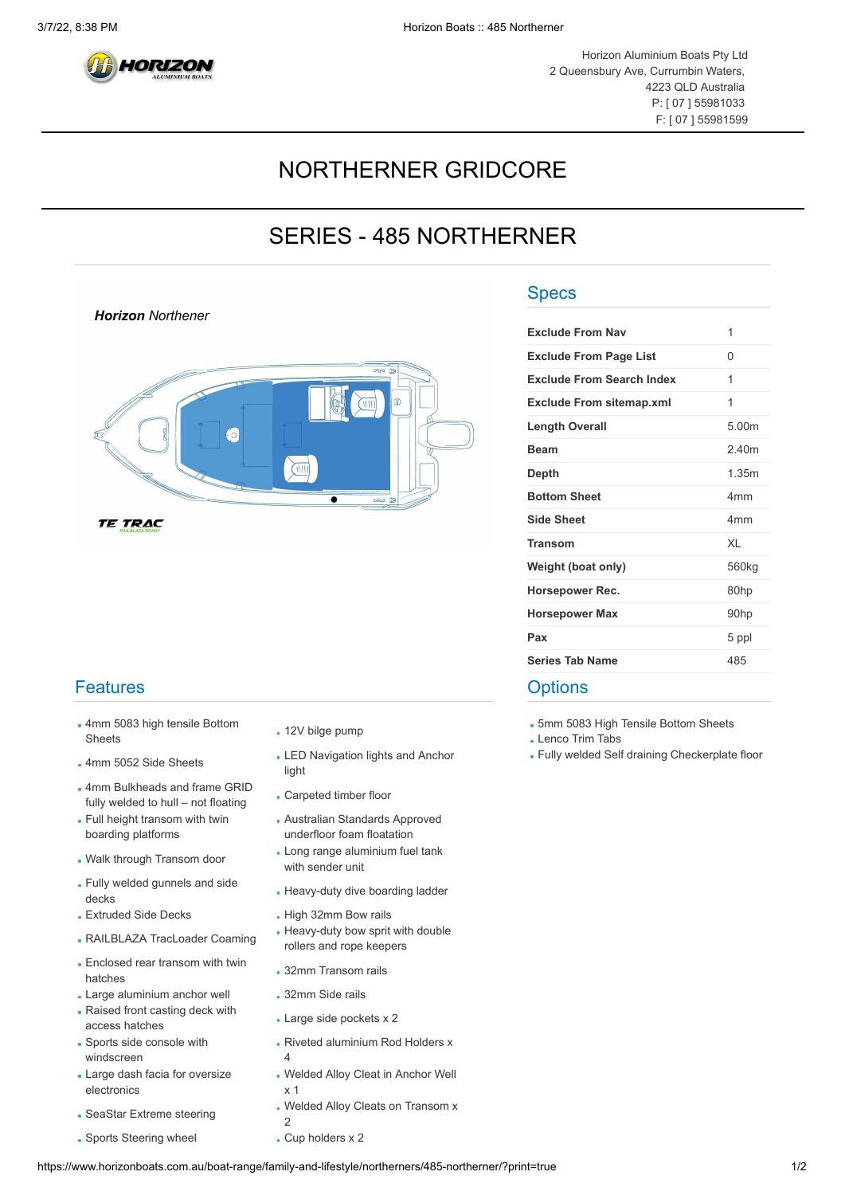Horizon Aluminium Boats Pty Ltd
2 Queensbury Ave, Currumbin Waters,
4223 QLD Australia
P: [ 07 ] 55981033
F: [ 07 ] 55981599

# NORTHERNER GRIDCORE

## SERIES - 485 NORTHERNER

***Horizon** Northener*

TE TRAC
RAILBLAZA READY

### Specs

| | |
|---|---|
| **Exclude From Nav** | 1 |
| **Exclude From Page List** | 0 |
| **Exclude From Search Index** | 1 |
| **Exclude From sitemap.xml** | 1 |
| **Length Overall** | 5.00m |
| **Beam** | 2.40m |
| **Depth** | 1.35m |
| **Bottom Sheet** | 4mm |
| **Side Sheet** | 4mm |
| **Transom** | XL |
| **Weight (boat only)** | 560kg |
| **Horsepower Rec.** | 80hp |
| **Horsepower Max** | 90hp |
| **Pax** | 5 ppl |
| **Series Tab Name** | 485 |

### Features

- 4mm 5083 high tensile Bottom Sheets
- 4mm 5052 Side Sheets
- 4mm Bulkheads and frame GRID fully welded to hull – not floating
- Full height transom with twin boarding platforms
- Walk through Transom door
- Fully welded gunnels and side decks
- Extruded Side Decks
- RAILBLAZA TracLoader Coaming
- Enclosed rear transom with twin hatches
- Large aluminium anchor well
- Raised front casting deck with access hatches
- Sports side console with windscreen
- Large dash facia for oversize electronics
- SeaStar Extreme steering
- Sports Steering wheel
- 12V bilge pump
- LED Navigation lights and Anchor light
- Carpeted timber floor
- Australian Standards Approved underfloor foam floatation
- Long range aluminium fuel tank with sender unit
- Heavy-duty dive boarding ladder
- High 32mm Bow rails
- Heavy-duty bow sprit with double rollers and rope keepers
- 32mm Transom rails
- 32mm Side rails
- Large side pockets x 2
- Riveted aluminium Rod Holders x 4
- Welded Alloy Cleat in Anchor Well x 1
- Welded Alloy Cleats on Transom x 2
- Cup holders x 2

### Options

- 5mm 5083 High Tensile Bottom Sheets
- Lenco Trim Tabs
- Fully welded Self draining Checkerplate floor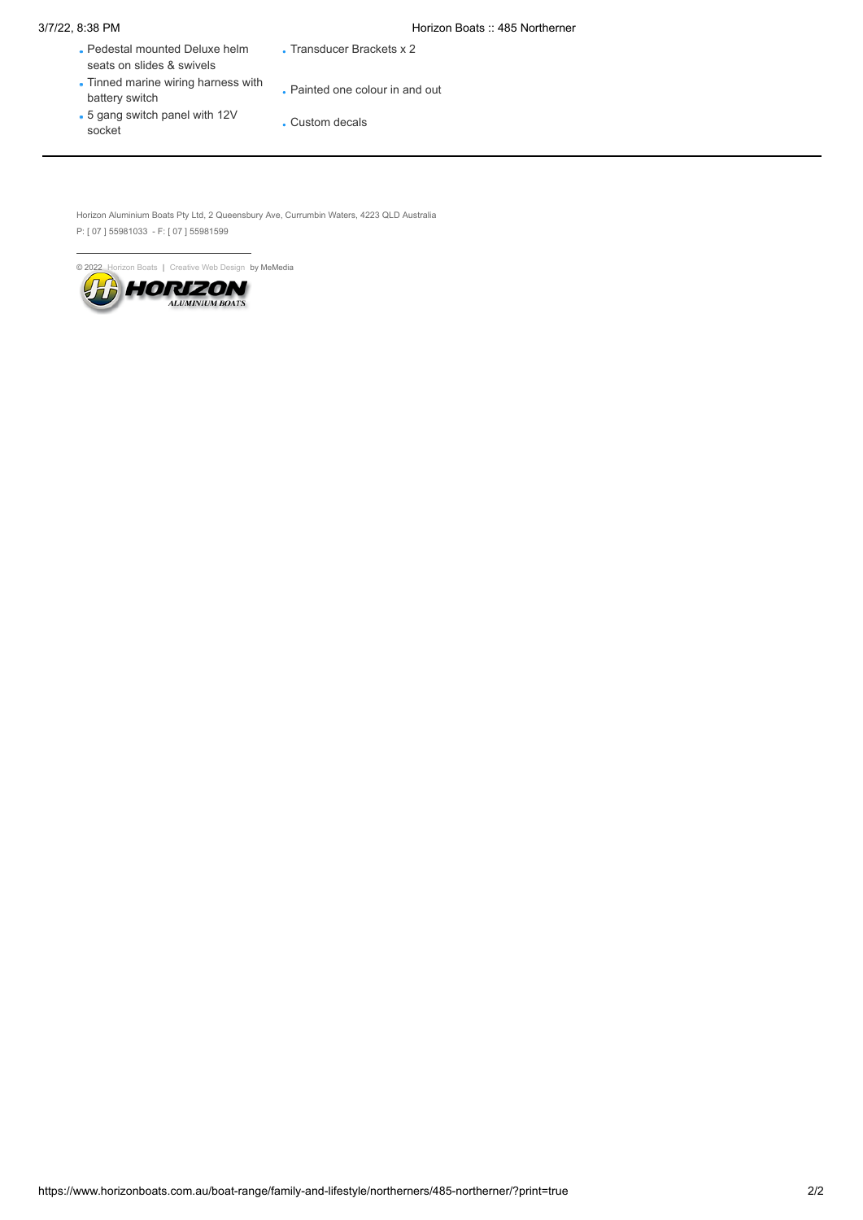- Pedestal mounted Deluxe helm seats on slides & swivels
- Tinned marine wiring harness with battery switch
- 5 gang switch panel with 12V socket
- Transducer Brackets x 2
- Painted one colour in and out
- Custom decals

---

Horizon Aluminium Boats Pty Ltd, 2 Queensbury Ave, Currumbin Waters, 4223 QLD Australia

P: [ 07 ] 55981033 - F: [ 07 ] 55981599

© 2022 Horizon Boats | Creative Web Design by MeMedia

HORIZON ALUMINIUM BOATS